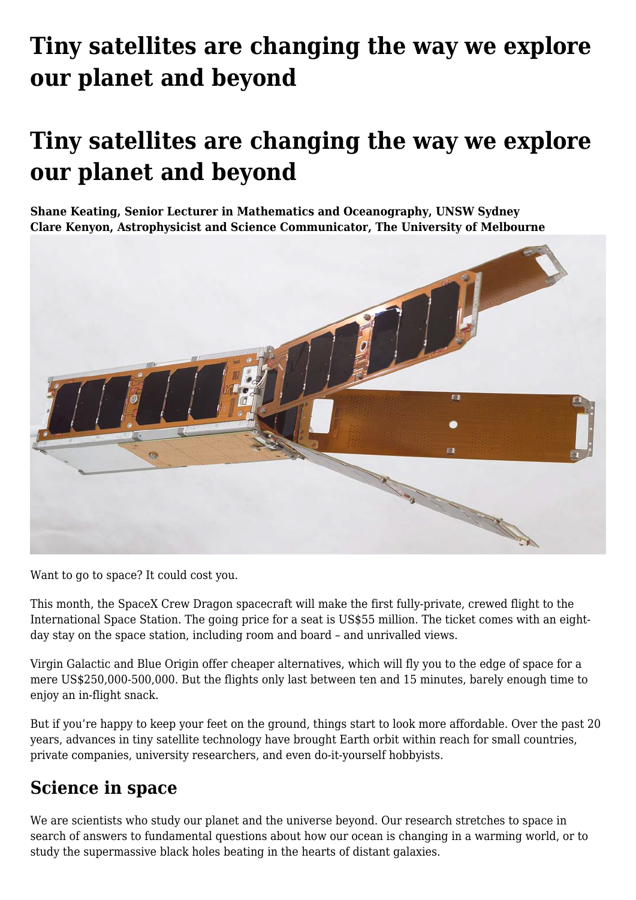# Tiny satellites are changing the way we explore our planet and beyond

# Tiny satellites are changing the way we explore our planet and beyond

**Shane Keating, Senior Lecturer in Mathematics and Oceanography, UNSW Sydney**
**Clare Kenyon, Astrophysicist and Science Communicator, The University of Melbourne**

Want to go to space? It could cost you.

This month, the SpaceX Crew Dragon spacecraft will make the first fully-private, crewed flight to the International Space Station. The going price for a seat is US$55 million. The ticket comes with an eight-day stay on the space station, including room and board – and unrivalled views.

Virgin Galactic and Blue Origin offer cheaper alternatives, which will fly you to the edge of space for a mere US$250,000-500,000. But the flights only last between ten and 15 minutes, barely enough time to enjoy an in-flight snack.

But if you're happy to keep your feet on the ground, things start to look more affordable. Over the past 20 years, advances in tiny satellite technology have brought Earth orbit within reach for small countries, private companies, university researchers, and even do-it-yourself hobbyists.

## Science in space

We are scientists who study our planet and the universe beyond. Our research stretches to space in search of answers to fundamental questions about how our ocean is changing in a warming world, or to study the supermassive black holes beating in the hearts of distant galaxies.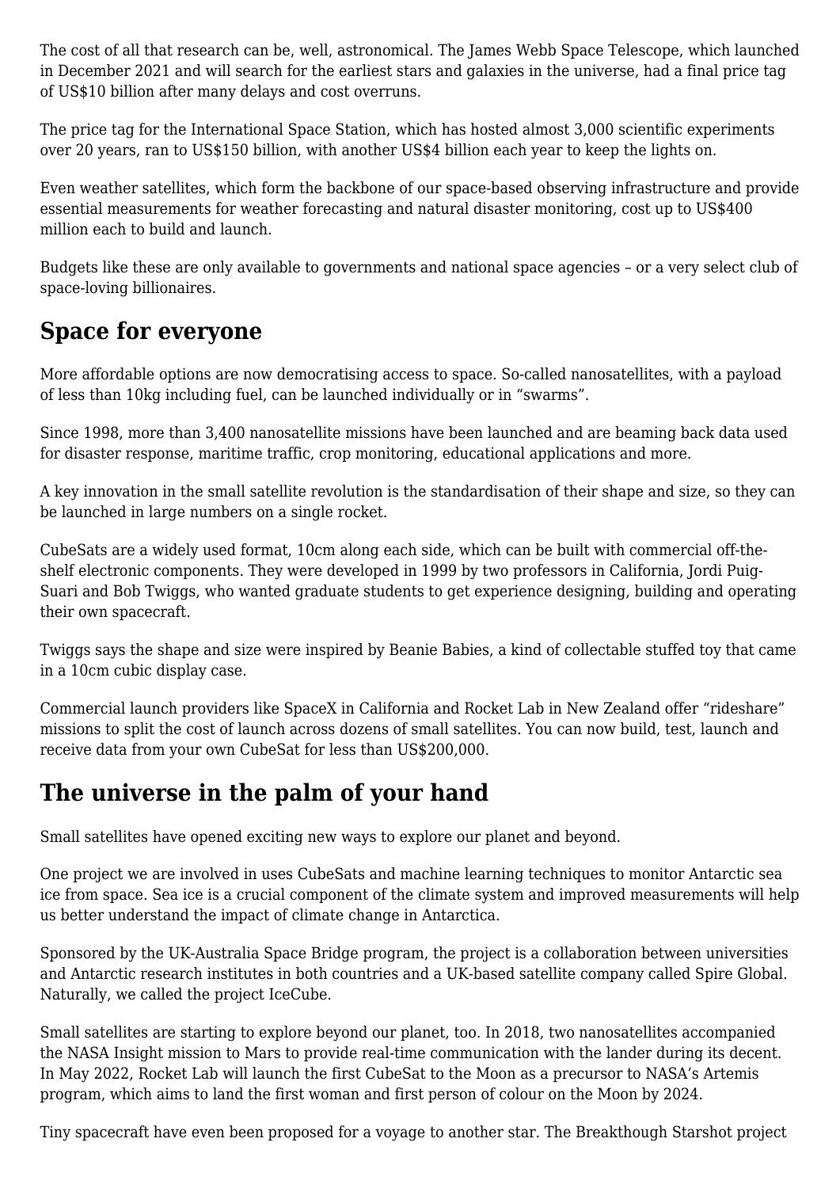The cost of all that research can be, well, astronomical. The James Webb Space Telescope, which launched in December 2021 and will search for the earliest stars and galaxies in the universe, had a final price tag of US$10 billion after many delays and cost overruns.

The price tag for the International Space Station, which has hosted almost 3,000 scientific experiments over 20 years, ran to US$150 billion, with another US$4 billion each year to keep the lights on.

Even weather satellites, which form the backbone of our space-based observing infrastructure and provide essential measurements for weather forecasting and natural disaster monitoring, cost up to US$400 million each to build and launch.

Budgets like these are only available to governments and national space agencies – or a very select club of space-loving billionaires.

## Space for everyone

More affordable options are now democratising access to space. So-called nanosatellites, with a payload of less than 10kg including fuel, can be launched individually or in "swarms".

Since 1998, more than 3,400 nanosatellite missions have been launched and are beaming back data used for disaster response, maritime traffic, crop monitoring, educational applications and more.

A key innovation in the small satellite revolution is the standardisation of their shape and size, so they can be launched in large numbers on a single rocket.

CubeSats are a widely used format, 10cm along each side, which can be built with commercial off-the-shelf electronic components. They were developed in 1999 by two professors in California, Jordi Puig-Suari and Bob Twiggs, who wanted graduate students to get experience designing, building and operating their own spacecraft.

Twiggs says the shape and size were inspired by Beanie Babies, a kind of collectable stuffed toy that came in a 10cm cubic display case.

Commercial launch providers like SpaceX in California and Rocket Lab in New Zealand offer "rideshare" missions to split the cost of launch across dozens of small satellites. You can now build, test, launch and receive data from your own CubeSat for less than US$200,000.

## The universe in the palm of your hand

Small satellites have opened exciting new ways to explore our planet and beyond.

One project we are involved in uses CubeSats and machine learning techniques to monitor Antarctic sea ice from space. Sea ice is a crucial component of the climate system and improved measurements will help us better understand the impact of climate change in Antarctica.

Sponsored by the UK-Australia Space Bridge program, the project is a collaboration between universities and Antarctic research institutes in both countries and a UK-based satellite company called Spire Global. Naturally, we called the project IceCube.

Small satellites are starting to explore beyond our planet, too. In 2018, two nanosatellites accompanied the NASA Insight mission to Mars to provide real-time communication with the lander during its decent. In May 2022, Rocket Lab will launch the first CubeSat to the Moon as a precursor to NASA's Artemis program, which aims to land the first woman and first person of colour on the Moon by 2024.

Tiny spacecraft have even been proposed for a voyage to another star. The Breakthough Starshot project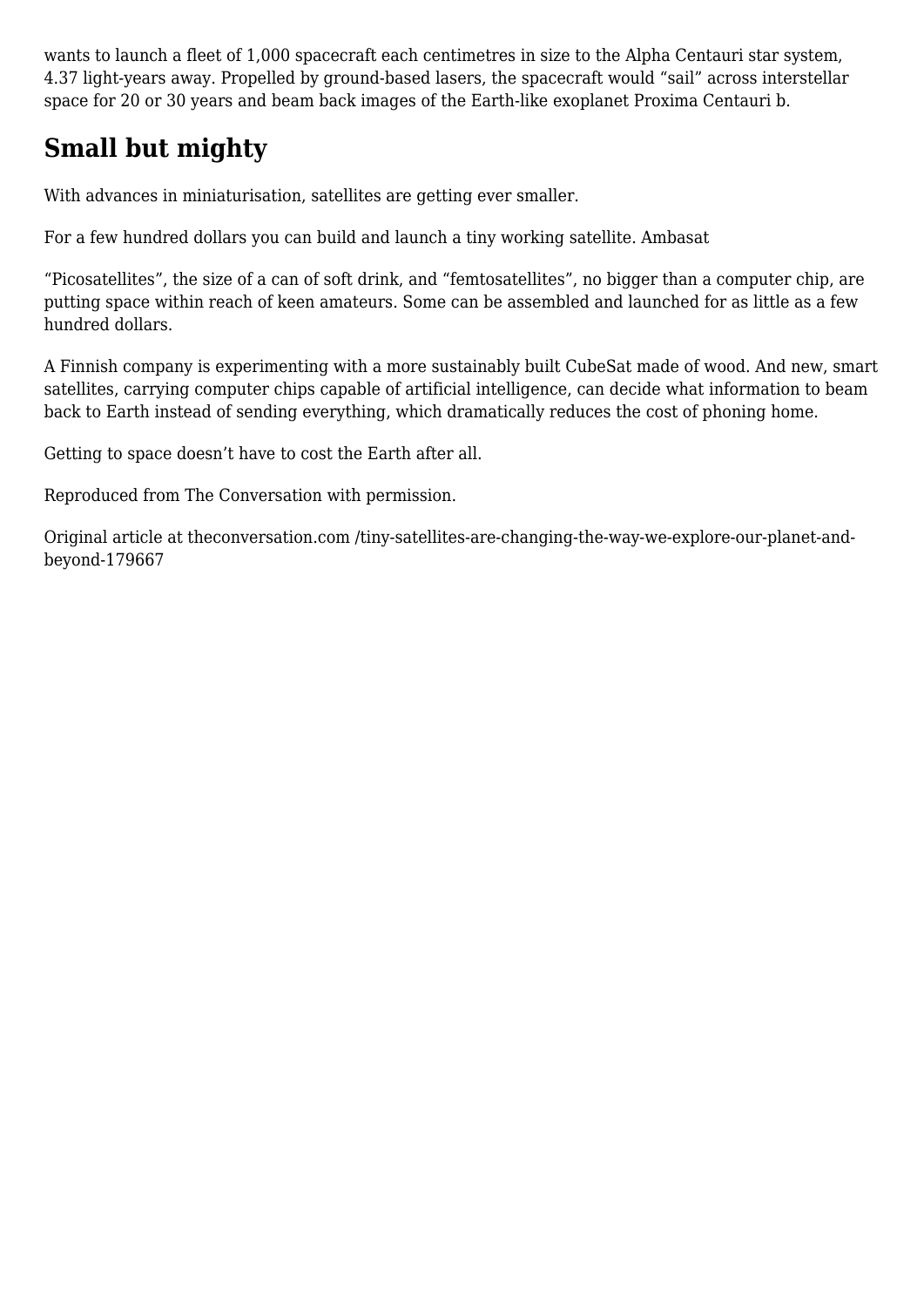wants to launch a fleet of 1,000 spacecraft each centimetres in size to the Alpha Centauri star system, 4.37 light-years away. Propelled by ground-based lasers, the spacecraft would "sail" across interstellar space for 20 or 30 years and beam back images of the Earth-like exoplanet Proxima Centauri b.

## Small but mighty

With advances in miniaturisation, satellites are getting ever smaller.

For a few hundred dollars you can build and launch a tiny working satellite. Ambasat

"Picosatellites", the size of a can of soft drink, and "femtosatellites", no bigger than a computer chip, are putting space within reach of keen amateurs. Some can be assembled and launched for as little as a few hundred dollars.

A Finnish company is experimenting with a more sustainably built CubeSat made of wood. And new, smart satellites, carrying computer chips capable of artificial intelligence, can decide what information to beam back to Earth instead of sending everything, which dramatically reduces the cost of phoning home.

Getting to space doesn't have to cost the Earth after all.

Reproduced from The Conversation with permission.

Original article at theconversation.com /tiny-satellites-are-changing-the-way-we-explore-our-planet-and-beyond-179667